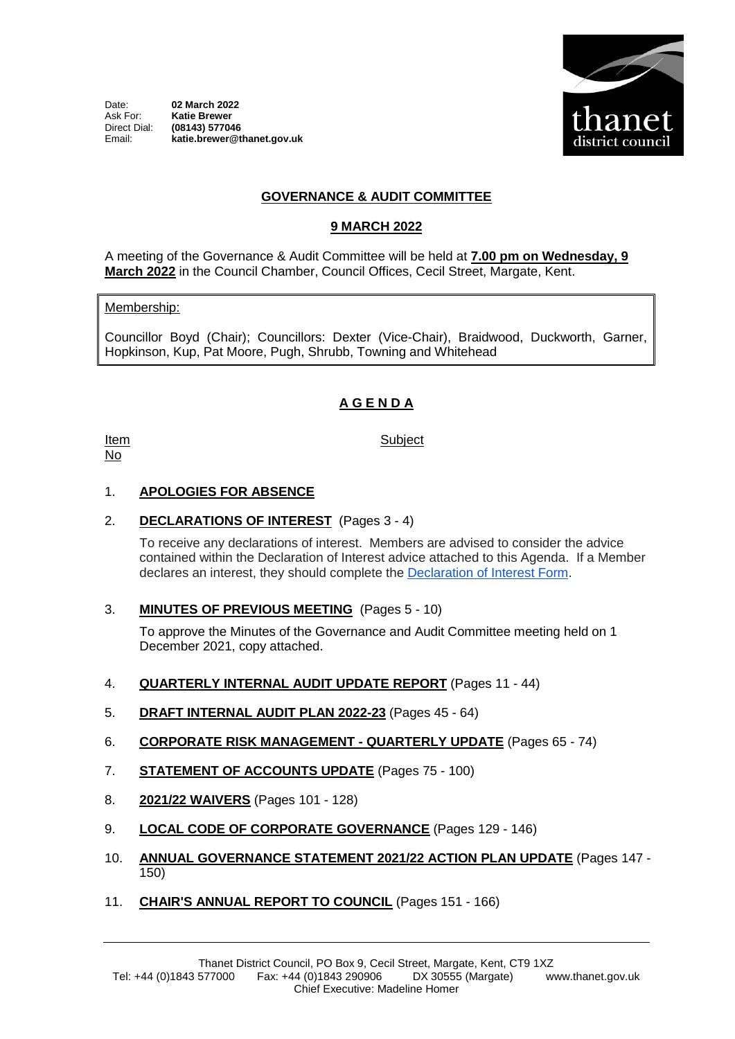Date: **02 March 2022**
Ask For: **Katie Brewer**
Direct Dial: **(08143) 577046**
Email: **katie.brewer@thanet.gov.uk**

thanet district council

# GOVERNANCE & AUDIT COMMITTEE

## 9 MARCH 2022

A meeting of the Governance & Audit Committee will be held at **7.00 pm on Wednesday, 9 March 2022** in the Council Chamber, Council Offices, Cecil Street, Margate, Kent.

Membership:

Councillor Boyd (Chair); Councillors: Dexter (Vice-Chair), Braidwood, Duckworth, Garner, Hopkinson, Kup, Pat Moore, Pugh, Shrubb, Towning and Whitehead

## A G E N D A

| Item No | Subject |
|---|---|

1. **APOLOGIES FOR ABSENCE**

2. **DECLARATIONS OF INTEREST** (Pages 3 - 4)

   To receive any declarations of interest. Members are advised to consider the advice contained within the Declaration of Interest advice attached to this Agenda. If a Member declares an interest, they should complete the Declaration of Interest Form.

3. **MINUTES OF PREVIOUS MEETING** (Pages 5 - 10)

   To approve the Minutes of the Governance and Audit Committee meeting held on 1 December 2021, copy attached.

4. **QUARTERLY INTERNAL AUDIT UPDATE REPORT** (Pages 11 - 44)

5. **DRAFT INTERNAL AUDIT PLAN 2022-23** (Pages 45 - 64)

6. **CORPORATE RISK MANAGEMENT - QUARTERLY UPDATE** (Pages 65 - 74)

7. **STATEMENT OF ACCOUNTS UPDATE** (Pages 75 - 100)

8. **2021/22 WAIVERS** (Pages 101 - 128)

9. **LOCAL CODE OF CORPORATE GOVERNANCE** (Pages 129 - 146)

10. **ANNUAL GOVERNANCE STATEMENT 2021/22 ACTION PLAN UPDATE** (Pages 147 - 150)

11. **CHAIR'S ANNUAL REPORT TO COUNCIL** (Pages 151 - 166)

Thanet District Council, PO Box 9, Cecil Street, Margate, Kent, CT9 1XZ
Tel: +44 (0)1843 577000 Fax: +44 (0)1843 290906 DX 30555 (Margate) www.thanet.gov.uk
Chief Executive: Madeline Homer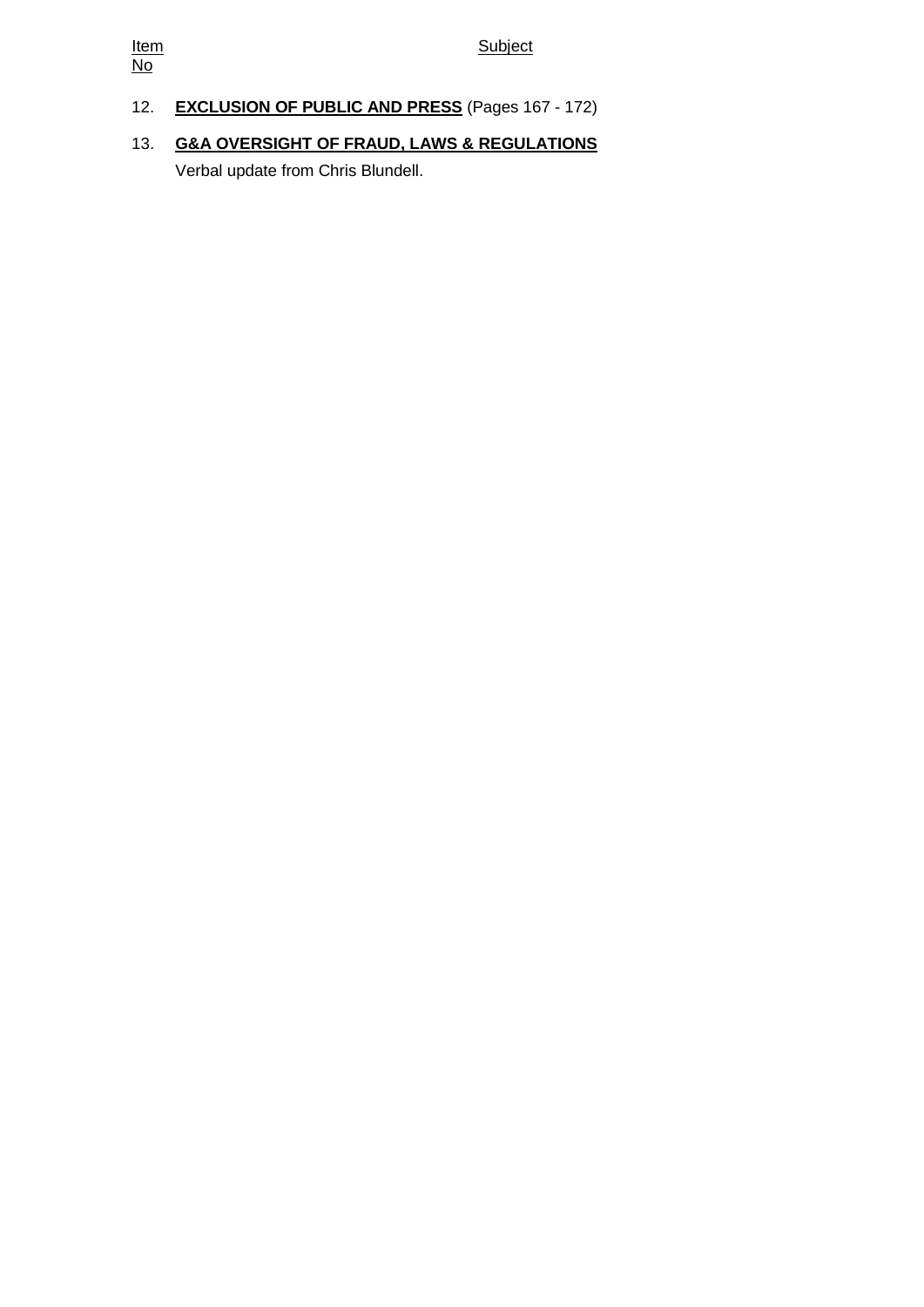| Item No | Subject |
| --- | --- |
| 12. | **EXCLUSION OF PUBLIC AND PRESS** (Pages 167 - 172) |
| 13. | **G&A OVERSIGHT OF FRAUD, LAWS & REGULATIONS**<br>Verbal update from Chris Blundell. |